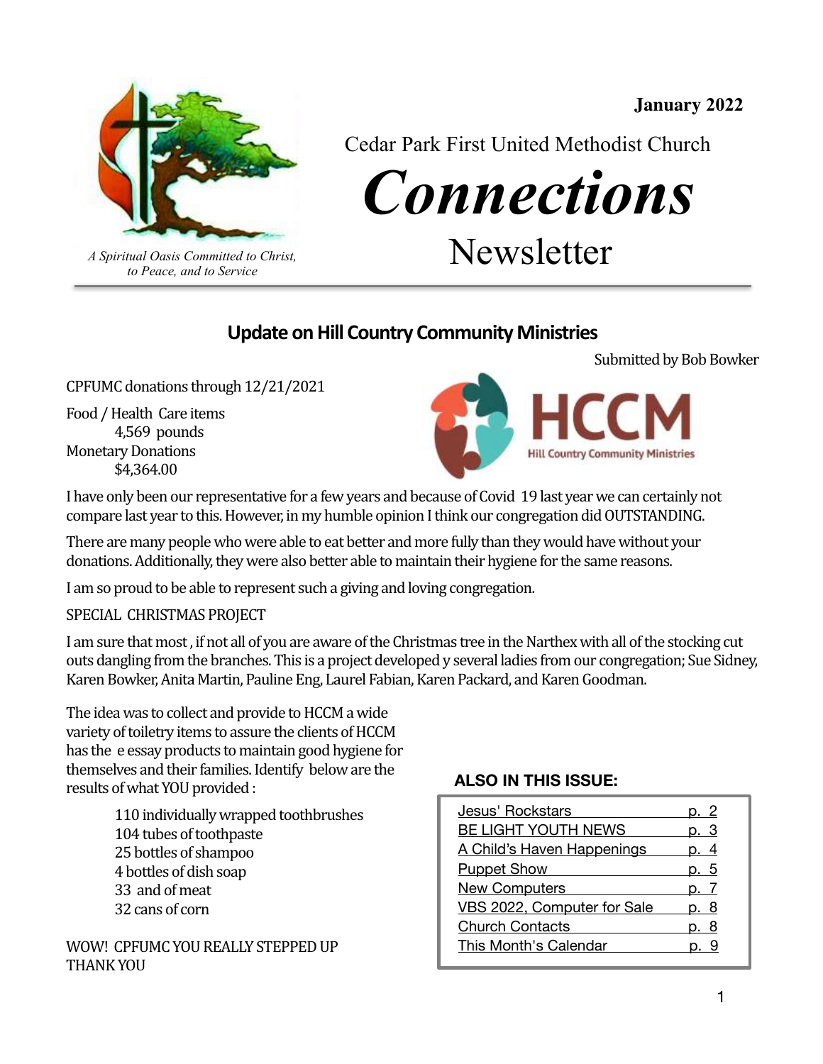January 2022

Cedar Park First United Methodist Church

# *Connections*

Newsletter

*A Spiritual Oasis Committed to Christ, to Peace, and to Service*

## Update on Hill Country Community Ministries

Submitted by Bob Bowker

CPFUMC donations through 12/21/2021

Food / Health Care items
  4,569 pounds
Monetary Donations
  $4,364.00

HCCM
Hill Country Community Ministries

I have only been our representative for a few years and because of Covid 19 last year we can certainly not compare last year to this. However, in my humble opinion I think our congregation did OUTSTANDING.

There are many people who were able to eat better and more fully than they would have without your donations. Additionally, they were also better able to maintain their hygiene for the same reasons.

I am so proud to be able to represent such a giving and loving congregation.

SPECIAL CHRISTMAS PROJECT

I am sure that most , if not all of you are aware of the Christmas tree in the Narthex with all of the stocking cut outs dangling from the branches. This is a project developed y several ladies from our congregation; Sue Sidney, Karen Bowker, Anita Martin, Pauline Eng, Laurel Fabian, Karen Packard, and Karen Goodman.

The idea was to collect and provide to HCCM a wide variety of toiletry items to assure the clients of HCCM has the e essay products to maintain good hygiene for themselves and their families. Identify below are the results of what YOU provided :

- 110 individually wrapped toothbrushes
- 104 tubes of toothpaste
- 25 bottles of shampoo
- 4 bottles of dish soap
- 33 and of meat
- 32 cans of corn

WOW! CPFUMC YOU REALLY STEPPED UP
THANK YOU

**ALSO IN THIS ISSUE:**

| | |
|---|---|
| Jesus' Rockstars | p. 2 |
| BE LIGHT YOUTH NEWS | p. 3 |
| A Child's Haven Happenings | p. 4 |
| Puppet Show | p. 5 |
| New Computers | p. 7 |
| VBS 2022, Computer for Sale | p. 8 |
| Church Contacts | p. 8 |
| This Month's Calendar | p. 9 |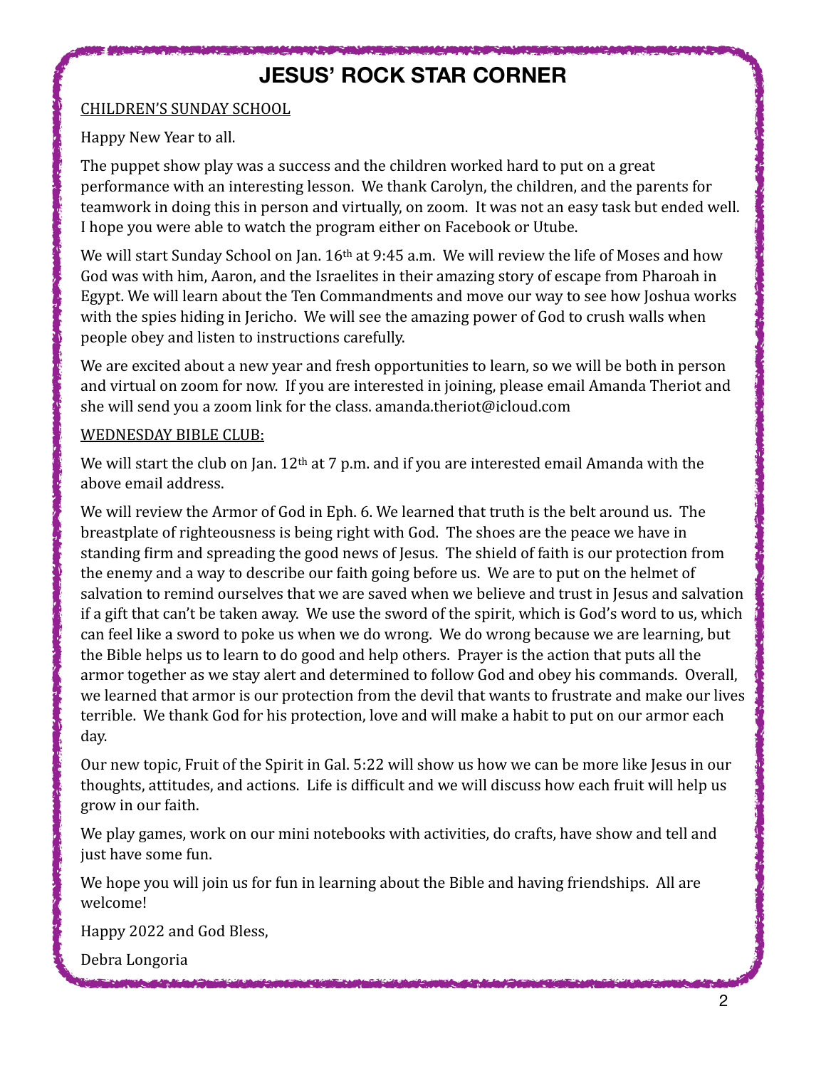# JESUS' ROCK STAR CORNER

## CHILDREN'S SUNDAY SCHOOL

Happy New Year to all.

The puppet show play was a success and the children worked hard to put on a great performance with an interesting lesson. We thank Carolyn, the children, and the parents for teamwork in doing this in person and virtually, on zoom. It was not an easy task but ended well. I hope you were able to watch the program either on Facebook or Utube.

We will start Sunday School on Jan. 16th at 9:45 a.m. We will review the life of Moses and how God was with him, Aaron, and the Israelites in their amazing story of escape from Pharoah in Egypt. We will learn about the Ten Commandments and move our way to see how Joshua works with the spies hiding in Jericho. We will see the amazing power of God to crush walls when people obey and listen to instructions carefully.

We are excited about a new year and fresh opportunities to learn, so we will be both in person and virtual on zoom for now. If you are interested in joining, please email Amanda Theriot and she will send you a zoom link for the class. amanda.theriot@icloud.com

## WEDNESDAY BIBLE CLUB:

We will start the club on Jan. 12th at 7 p.m. and if you are interested email Amanda with the above email address.

We will review the Armor of God in Eph. 6. We learned that truth is the belt around us. The breastplate of righteousness is being right with God. The shoes are the peace we have in standing firm and spreading the good news of Jesus. The shield of faith is our protection from the enemy and a way to describe our faith going before us. We are to put on the helmet of salvation to remind ourselves that we are saved when we believe and trust in Jesus and salvation if a gift that can't be taken away. We use the sword of the spirit, which is God's word to us, which can feel like a sword to poke us when we do wrong. We do wrong because we are learning, but the Bible helps us to learn to do good and help others. Prayer is the action that puts all the armor together as we stay alert and determined to follow God and obey his commands. Overall, we learned that armor is our protection from the devil that wants to frustrate and make our lives terrible. We thank God for his protection, love and will make a habit to put on our armor each day.

Our new topic, Fruit of the Spirit in Gal. 5:22 will show us how we can be more like Jesus in our thoughts, attitudes, and actions. Life is difficult and we will discuss how each fruit will help us grow in our faith.

We play games, work on our mini notebooks with activities, do crafts, have show and tell and just have some fun.

We hope you will join us for fun in learning about the Bible and having friendships. All are welcome!

Happy 2022 and God Bless,

Debra Longoria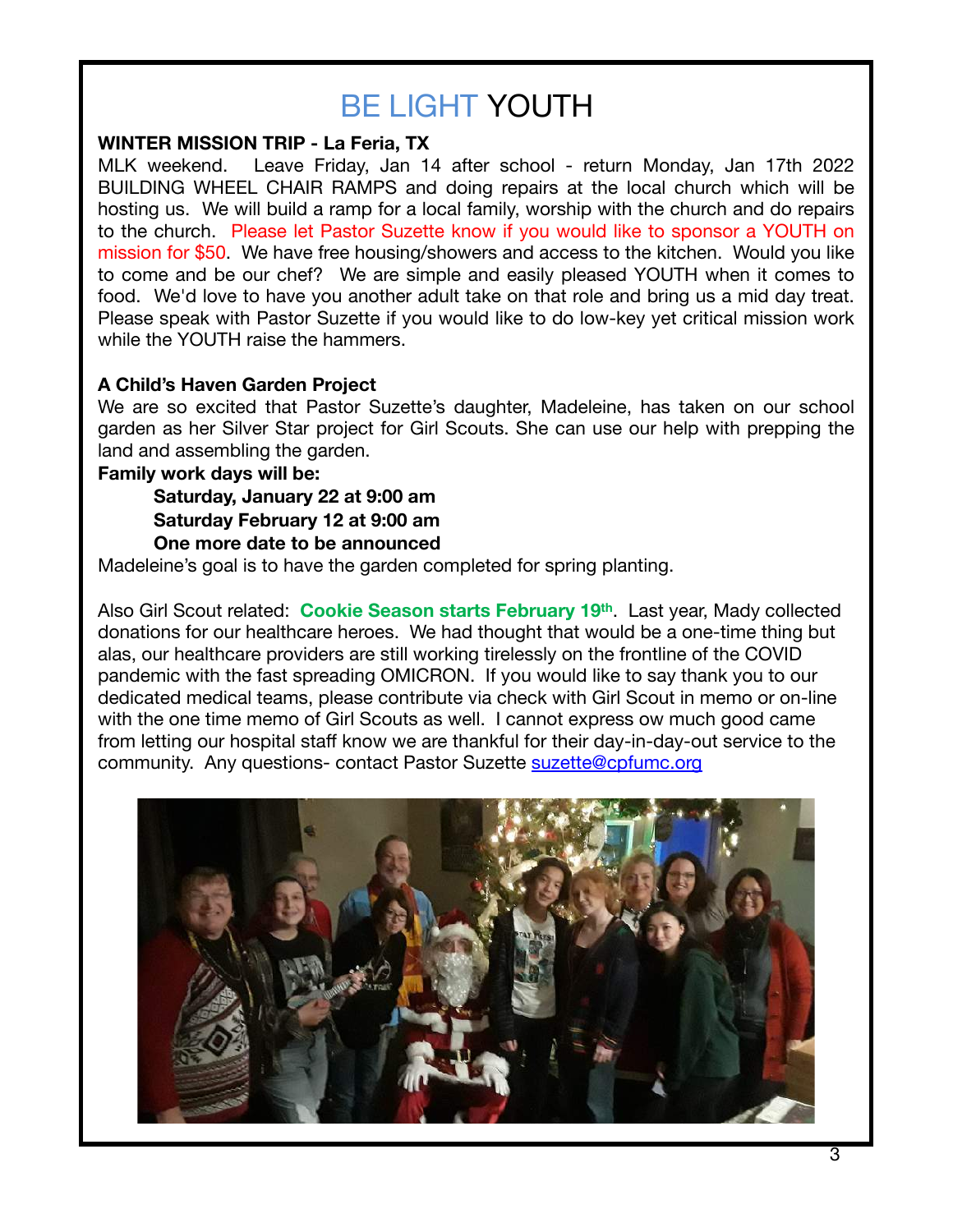# BE LIGHT YOUTH

**WINTER MISSION TRIP - La Feria, TX**

MLK weekend. Leave Friday, Jan 14 after school - return Monday, Jan 17th 2022 BUILDING WHEEL CHAIR RAMPS and doing repairs at the local church which will be hosting us. We will build a ramp for a local family, worship with the church and do repairs to the church. Please let Pastor Suzette know if you would like to sponsor a YOUTH on mission for $50. We have free housing/showers and access to the kitchen. Would you like to come and be our chef? We are simple and easily pleased YOUTH when it comes to food. We'd love to have you another adult take on that role and bring us a mid day treat. Please speak with Pastor Suzette if you would like to do low-key yet critical mission work while the YOUTH raise the hammers.

**A Child's Haven Garden Project**

We are so excited that Pastor Suzette's daughter, Madeleine, has taken on our school garden as her Silver Star project for Girl Scouts. She can use our help with prepping the land and assembling the garden.

**Family work days will be:**

- **Saturday, January 22 at 9:00 am**
- **Saturday February 12 at 9:00 am**
- **One more date to be announced**

Madeleine's goal is to have the garden completed for spring planting.

Also Girl Scout related: **Cookie Season starts February 19th**. Last year, Mady collected donations for our healthcare heroes. We had thought that would be a one-time thing but alas, our healthcare providers are still working tirelessly on the frontline of the COVID pandemic with the fast spreading OMICRON. If you would like to say thank you to our dedicated medical teams, please contribute via check with Girl Scout in memo or on-line with the one time memo of Girl Scouts as well. I cannot express ow much good came from letting our hospital staff know we are thankful for their day-in-day-out service to the community. Any questions- contact Pastor Suzette suzette@cpfumc.org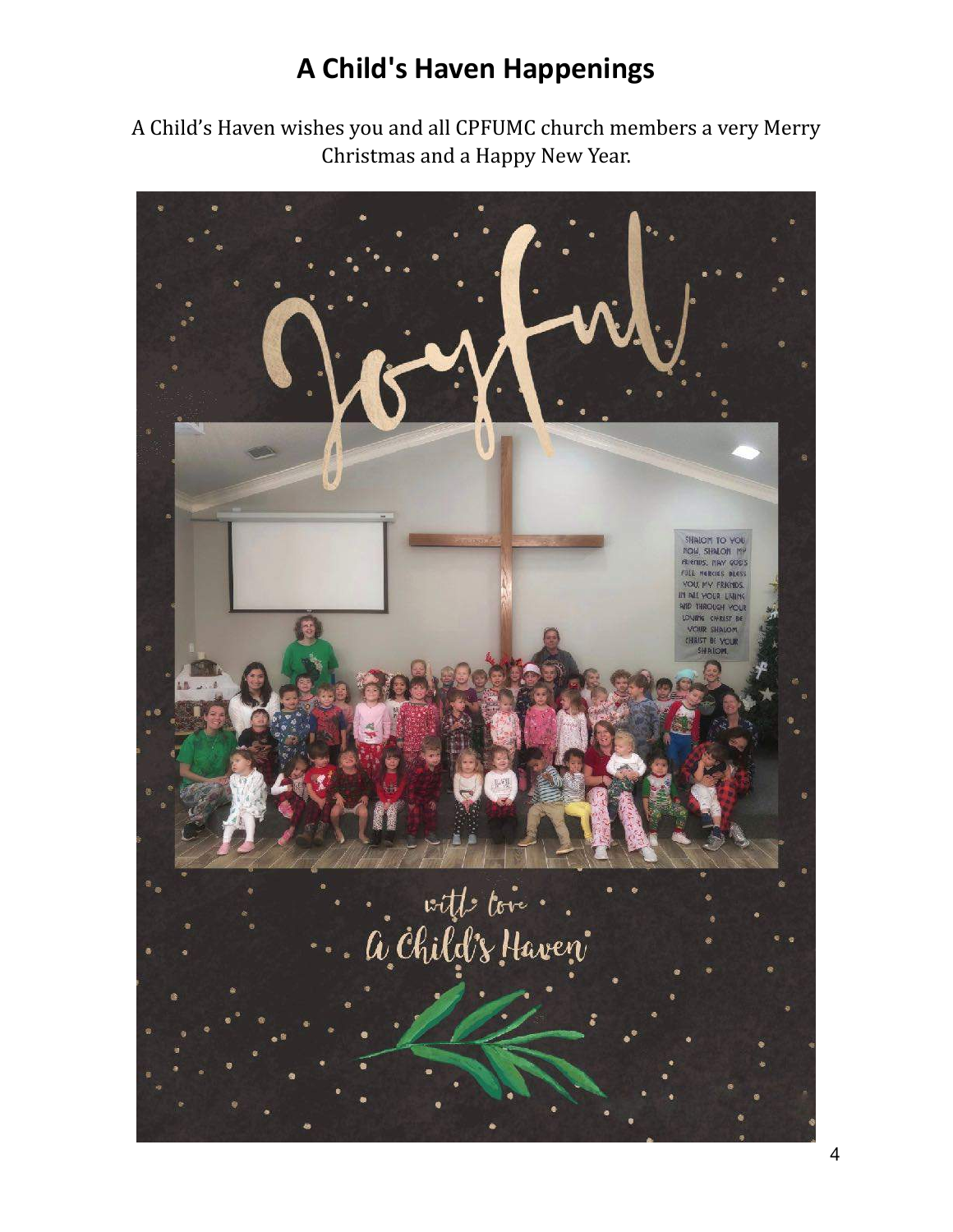# A Child's Haven Happenings

A Child's Haven wishes you and all CPFUMC church members a very Merry Christmas and a Happy New Year.

Joyful

with love
A Child's Haven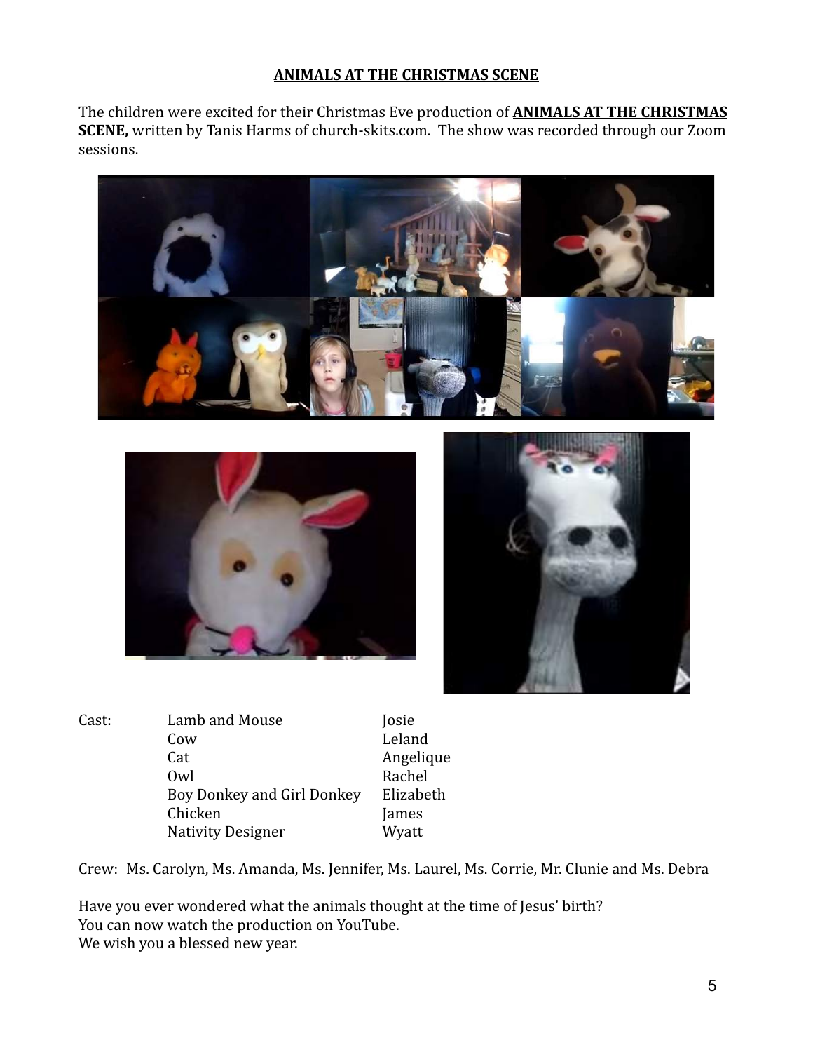# ANIMALS AT THE CHRISTMAS SCENE

The children were excited for their Christmas Eve production of **ANIMALS AT THE CHRISTMAS SCENE,** written by Tanis Harms of church-skits.com. The show was recorded through our Zoom sessions.

| Cast: | | |
|---|---|---|
| | Lamb and Mouse | Josie |
| | Cow | Leland |
| | Cat | Angelique |
| | Owl | Rachel |
| | Boy Donkey and Girl Donkey | Elizabeth |
| | Chicken | James |
| | Nativity Designer | Wyatt |

Crew: Ms. Carolyn, Ms. Amanda, Ms. Jennifer, Ms. Laurel, Ms. Corrie, Mr. Clunie and Ms. Debra

Have you ever wondered what the animals thought at the time of Jesus' birth?
You can now watch the production on YouTube.
We wish you a blessed new year.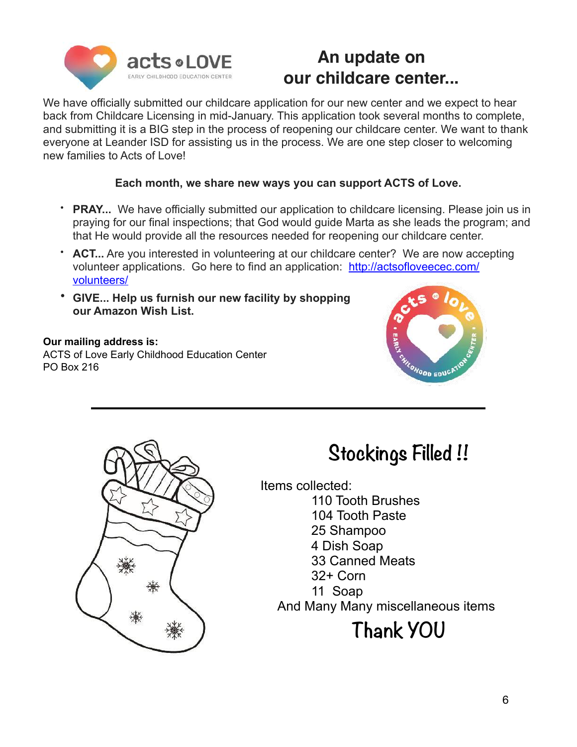# An update on our childcare center...

We have officially submitted our childcare application for our new center and we expect to hear back from Childcare Licensing in mid-January. This application took several months to complete, and submitting it is a BIG step in the process of reopening our childcare center. We want to thank everyone at Leander ISD for assisting us in the process. We are one step closer to welcoming new families to Acts of Love!

**Each month, we share new ways you can support ACTS of Love.**

- **PRAY...** We have officially submitted our application to childcare licensing. Please join us in praying for our final inspections; that God would guide Marta as she leads the program; and that He would provide all the resources needed for reopening our childcare center.
- **ACT...** Are you interested in volunteering at our childcare center? We are now accepting volunteer applications. Go here to find an application: http://actsofloveecec.com/volunteers/
- **GIVE... Help us furnish our new facility by shopping our Amazon Wish List.**

**Our mailing address is:**
ACTS of Love Early Childhood Education Center
PO Box 216

---

## Stockings Filled !!

Items collected:

- 110 Tooth Brushes
- 104 Tooth Paste
- 25 Shampoo
- 4 Dish Soap
- 33 Canned Meats
- 32+ Corn
- 11 Soap

And Many Many miscellaneous items

**Thank YOU**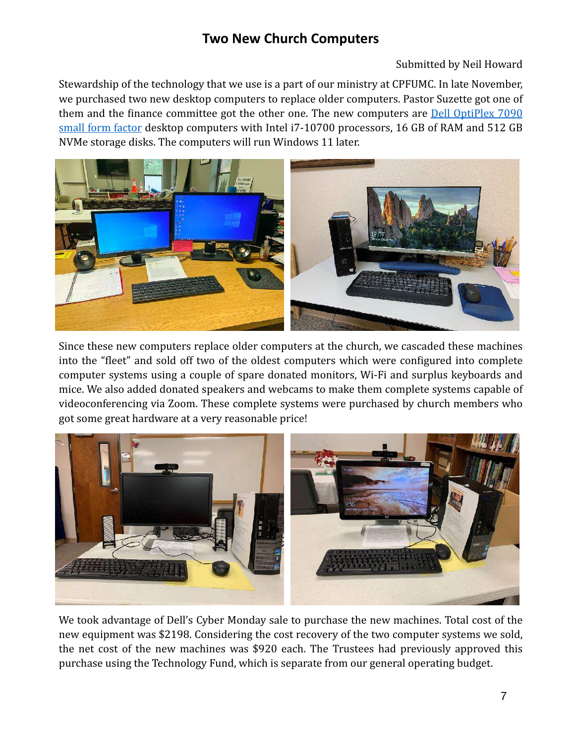# Two New Church Computers

Submitted by Neil Howard

Stewardship of the technology that we use is a part of our ministry at CPFUMC. In late November, we purchased two new desktop computers to replace older computers. Pastor Suzette got one of them and the finance committee got the other one. The new computers are Dell OptiPlex 7090 small form factor desktop computers with Intel i7-10700 processors, 16 GB of RAM and 512 GB NVMe storage disks. The computers will run Windows 11 later.

Since these new computers replace older computers at the church, we cascaded these machines into the "fleet" and sold off two of the oldest computers which were configured into complete computer systems using a couple of spare donated monitors, Wi-Fi and surplus keyboards and mice. We also added donated speakers and webcams to make them complete systems capable of videoconferencing via Zoom. These complete systems were purchased by church members who got some great hardware at a very reasonable price!

We took advantage of Dell's Cyber Monday sale to purchase the new machines. Total cost of the new equipment was $2198. Considering the cost recovery of the two computer systems we sold, the net cost of the new machines was $920 each. The Trustees had previously approved this purchase using the Technology Fund, which is separate from our general operating budget.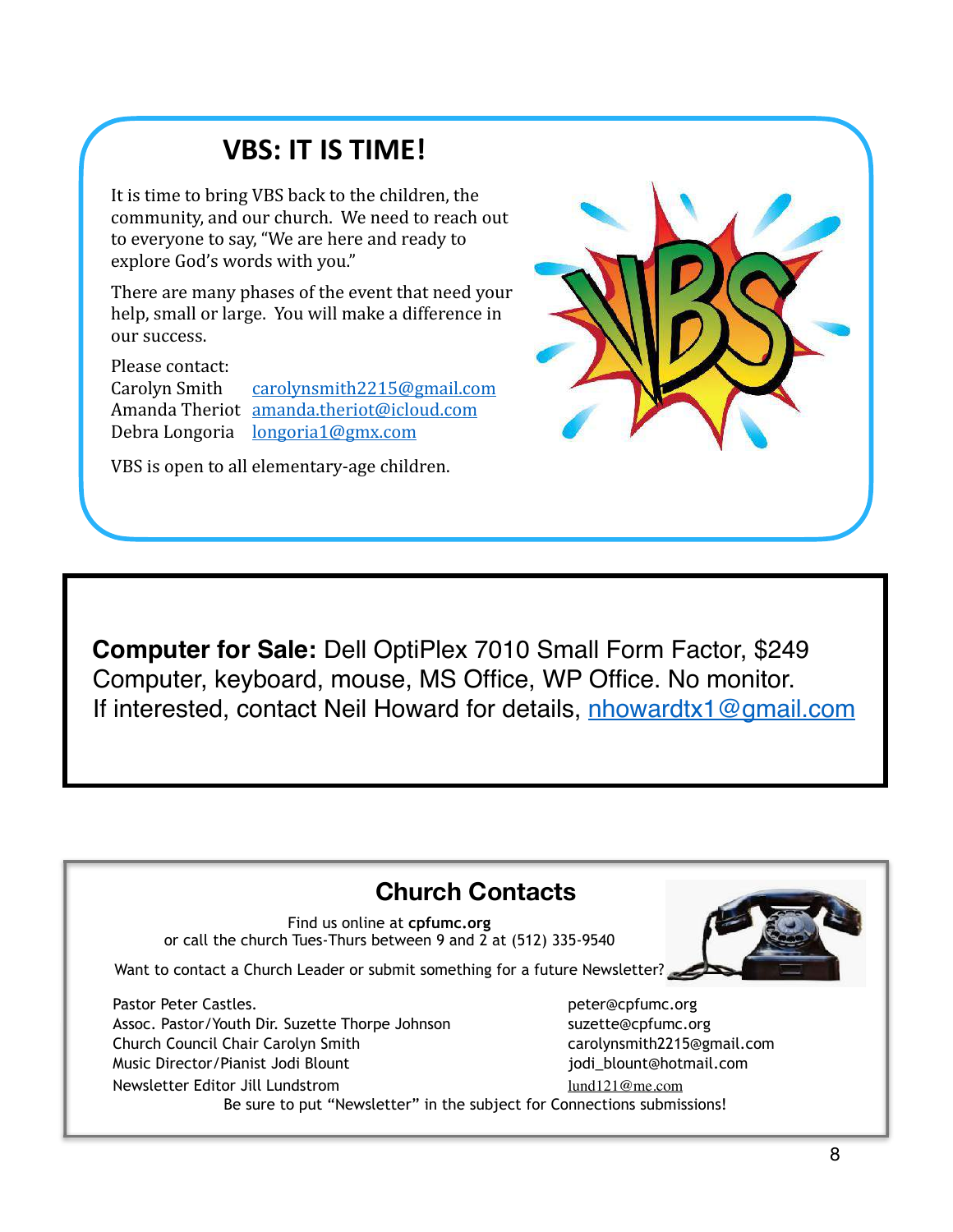## VBS: IT IS TIME!

It is time to bring VBS back to the children, the community, and our church. We need to reach out to everyone to say, "We are here and ready to explore God's words with you."

There are many phases of the event that need your help, small or large. You will make a difference in our success.

Please contact:
Carolyn Smith carolynsmith2215@gmail.com
Amanda Theriot amanda.theriot@icloud.com
Debra Longoria longoria1@gmx.com

VBS is open to all elementary-age children.

**Computer for Sale:** Dell OptiPlex 7010 Small Form Factor, $249
Computer, keyboard, mouse, MS Office, WP Office. No monitor.
If interested, contact Neil Howard for details, nhowardtx1@gmail.com

## Church Contacts

Find us online at **cpfumc.org**
or call the church Tues-Thurs between 9 and 2 at (512) 335-9540

Want to contact a Church Leader or submit something for a future Newsletter?

| | |
|---|---|
| Pastor Peter Castles. | peter@cpfumc.org |
| Assoc. Pastor/Youth Dir. Suzette Thorpe Johnson | suzette@cpfumc.org |
| Church Council Chair Carolyn Smith | carolynsmith2215@gmail.com |
| Music Director/Pianist Jodi Blount | jodi_blount@hotmail.com |
| Newsletter Editor Jill Lundstrom | lund121@me.com |

Be sure to put "Newsletter" in the subject for Connections submissions!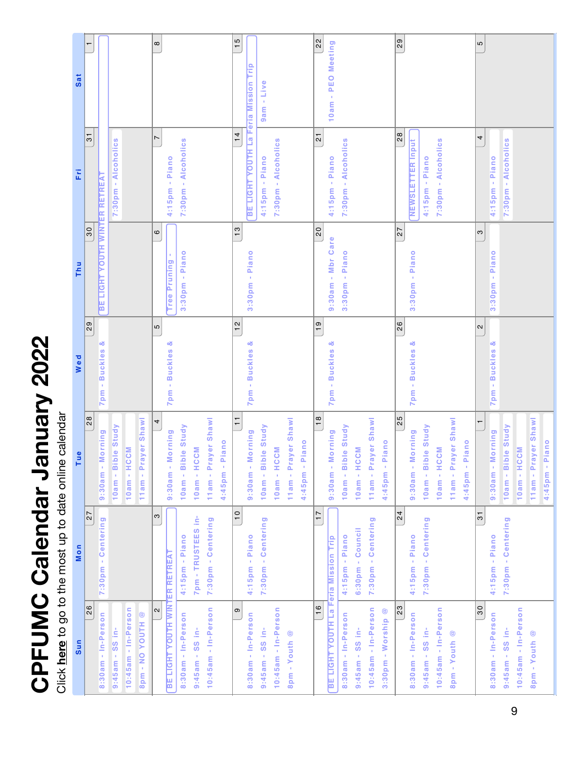# CPFUMC Calendar January 2022

Click **here** to go to the most up to date online calendar

| Sun | Mon | Tue | Wed | Thu | Fri | Sat |
|---|---|---|---|---|---|---|
| 26<br>8:30am - In-Person<br>9:45am - SS in-<br>10:45am - In-Person<br>8pm - NO YOUTH @ | 27<br>7:30pm - Centering | 28<br>9:30am - Morning<br>10am - Bible Study<br>10am - HCCM<br>11am - Prayer Shawl | 29<br>7pm - Buckles & | 30<br>BE LIGHT YOUTH WINTER RETREAT | 31<br>BE LIGHT YOUTH WINTER RETREAT<br>7:30pm - Alcoholics | 1<br>BE LIGHT YOUTH WINTER RETREAT |
| 2<br>BE LIGHT YOUTH WINTER RETREAT<br>8:30am - In-Person<br>9:45am - SS in-<br>10:45am - In-Person | 3<br>BE LIGHT YOUTH WINTER RETREAT<br>4:15pm - Piano<br>7pm - TRUSTEES in-<br>7:30pm - Centering | 4<br>9:30am - Morning<br>10am - Bible Study<br>10am - HCCM<br>11am - Prayer Shawl<br>4:45pm - Piano | 5<br>7pm - Buckles & | 6<br>Tree Pruning -<br>3:30pm - Piano | 7<br>4:15pm - Piano<br>7:30pm - Alcoholics | 8 |
| 9<br>8:30am - In-Person<br>9:45am - SS in-<br>10:45am - In-Person<br>8pm - Youth @ | 10<br>4:15pm - Piano<br>7:30pm - Centering | 11<br>9:30am - Morning<br>10am - Bible Study<br>10am - HCCM<br>11am - Prayer Shawl<br>4:45pm - Piano | 12<br>7pm - Buckles & | 13<br>3:30pm - Piano | 14<br>BE LIGHT YOUTH La Feria Mission Trip<br>4:15pm - Piano<br>7:30pm - Alcoholics | 15<br>BE LIGHT YOUTH La Feria Mission Trip<br>9am - Live |
| 16<br>BE LIGHT YOUTH La Feria Mission Trip<br>8:30am - In-Person<br>9:45am - SS in-<br>10:45am - In-Person<br>3:30pm - Worship @ | 17<br>BE LIGHT YOUTH La Feria Mission Trip<br>4:15pm - Piano<br>6:30pm - Council<br>7:30pm - Centering | 18<br>9:30am - Morning<br>10am - Bible Study<br>10am - HCCM<br>11am - Prayer Shawl<br>4:45pm - Piano | 19<br>7pm - Buckles & | 20<br>9:30am - Mbr Care<br>3:30pm - Piano | 21<br>4:15pm - Piano<br>7:30pm - Alcoholics | 22<br>10am - PEO Meeting |
| 23<br>8:30am - In-Person<br>9:45am - SS in-<br>10:45am - In-Person<br>8pm - Youth @ | 24<br>4:15pm - Piano<br>7:30pm - Centering | 25<br>9:30am - Morning<br>10am - Bible Study<br>10am - HCCM<br>11am - Prayer Shawl<br>4:45pm - Piano | 26<br>7pm - Buckles & | 27<br>3:30pm - Piano | 28<br>NEWSLETTER Input<br>4:15pm - Piano<br>7:30pm - Alcoholics | 29 |
| 30<br>8:30am - In-Person<br>9:45am - SS in-<br>10:45am - In-Person<br>8pm - Youth @ | 31<br>4:15pm - Piano<br>7:30pm - Centering | 1<br>9:30am - Morning<br>10am - Bible Study<br>10am - HCCM<br>11am - Prayer Shawl<br>4:45pm - Piano | 2<br>7pm - Buckles & | 3<br>3:30pm - Piano | 4<br>4:15pm - Piano<br>7:30pm - Alcoholics | 5 |